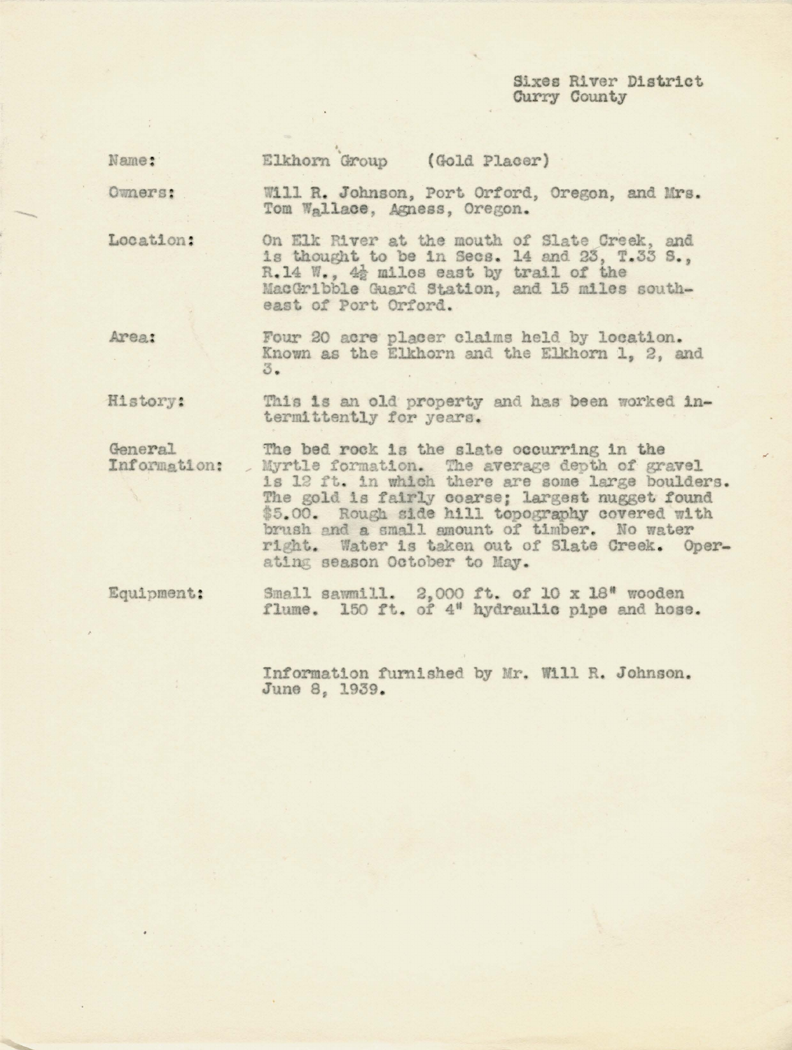Sixes River District
Curry County

**Name:** Elkhorn Group (Gold Placer)

**Owners:** Will R. Johnson, Port Orford, Oregon, and Mrs. Tom Wallace, Agness, Oregon.

**Location:** On Elk River at the mouth of Slate Creek, and is thought to be in Secs. 14 and 23, T.33 S., R.14 W., 4½ miles east by trail of the MacGribble Guard Station, and 15 miles southeast of Port Orford.

**Area:** Four 20 acre placer claims held by location. Known as the Elkhorn and the Elkhorn 1, 2, and 3.

**History:** This is an old property and has been worked intermittently for years.

**General Information:** The bed rock is the slate occurring in the Myrtle formation. The average depth of gravel is 12 ft. in which there are some large boulders. The gold is fairly coarse; largest nugget found $5.00. Rough side hill topography covered with brush and a small amount of timber. No water right. Water is taken out of Slate Creek. Operating season October to May.

**Equipment:** Small sawmill. 2,000 ft. of 10 x 18" wooden flume. 150 ft. of 4" hydraulic pipe and hose.

Information furnished by Mr. Will R. Johnson.
June 8, 1939.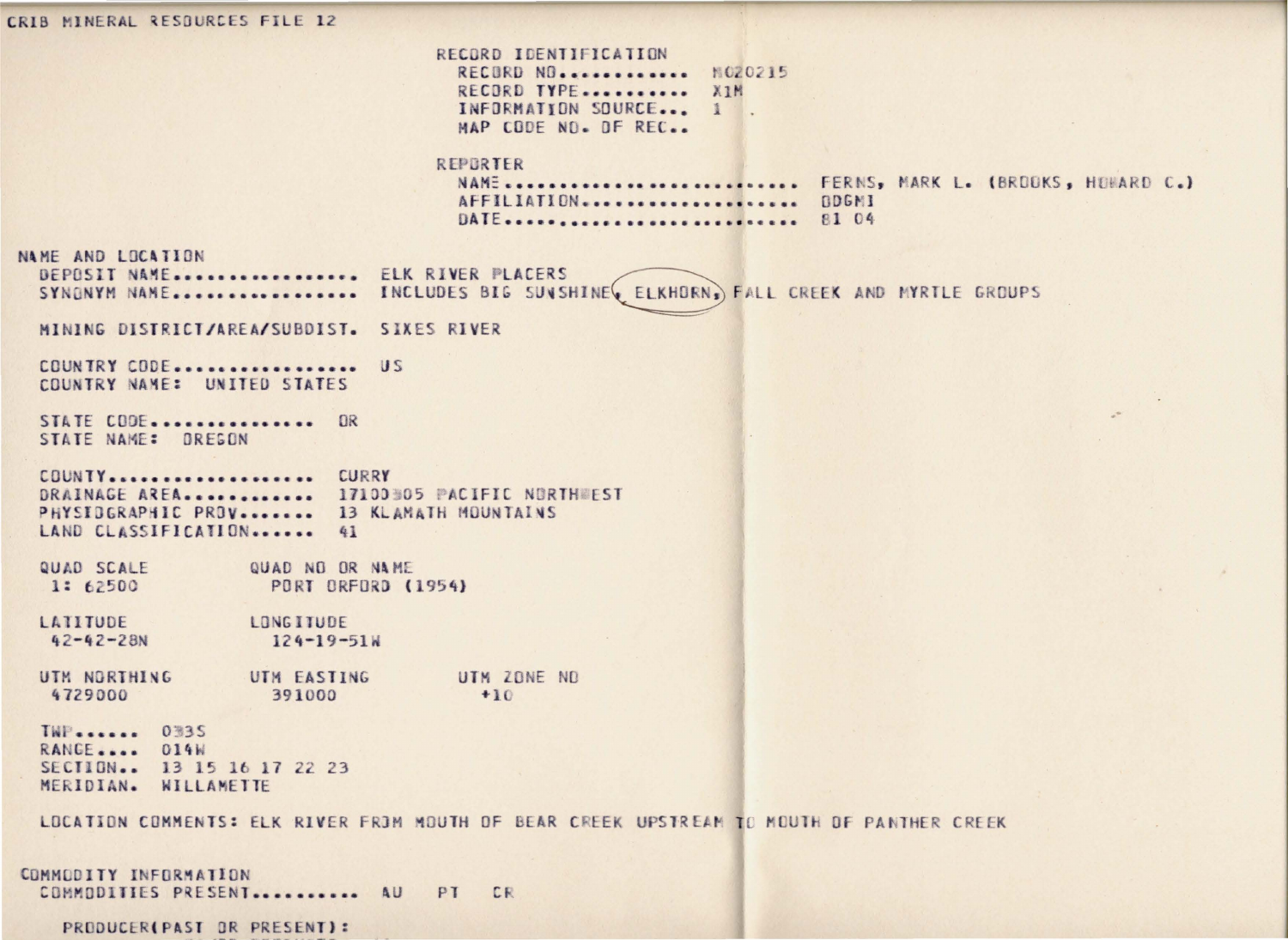CRIB MINERAL RESOURCES FILE 12

RECORD IDENTIFICATION
  RECORD NO........... M020215
  RECORD TYPE.......... X1M
  INFORMATION SOURCE... 1
  MAP CODE NO. OF REC..

REPORTER
  NAME......................... FERNS, MARK L. (BROOKS, HOWARD C.)
  AFFILIATION.................. DOGMI
  DATE......................... 81 04

NAME AND LOCATION
  DEPOSIT NAME................. ELK RIVER PLACERS
  SYNONYM NAME................. INCLUDES BIG SUNSHINE, ELKHORN, FALL CREEK AND MYRTLE GROUPS

  MINING DISTRICT/AREA/SUBDIST. SIXES RIVER

  COUNTRY CODE................. US
  COUNTRY NAME: UNITED STATES

  STATE CODE............... OR
  STATE NAME: OREGON

  COUNTY................... CURRY
  DRAINAGE AREA............ 17100305 PACIFIC NORTHWEST
  PHYSIOGRAPHIC PROV....... 13 KLAMATH MOUNTAINS
  LAND CLASSIFICATION...... 41

  QUAD SCALE    QUAD NO OR NAME
  1: 62500      PORT ORFORD (1954)

  LATITUDE      LONGITUDE
  42-42-28N     124-19-51W

  UTM NORTHING  UTM EASTING  UTM ZONE NO
  4729000       391000       +10

  TWP...... 033S
  RANGE.... 014W
  SECTION.. 13 15 16 17 22 23
  MERIDIAN. WILLAMETTE

  LOCATION COMMENTS: ELK RIVER FROM MOUTH OF BEAR CREEK UPSTREAM TO MOUTH OF PANTHER CREEK

COMMODITY INFORMATION
  COMMODITIES PRESENT.......... AU PT CR

  PRODUCER(PAST OR PRESENT):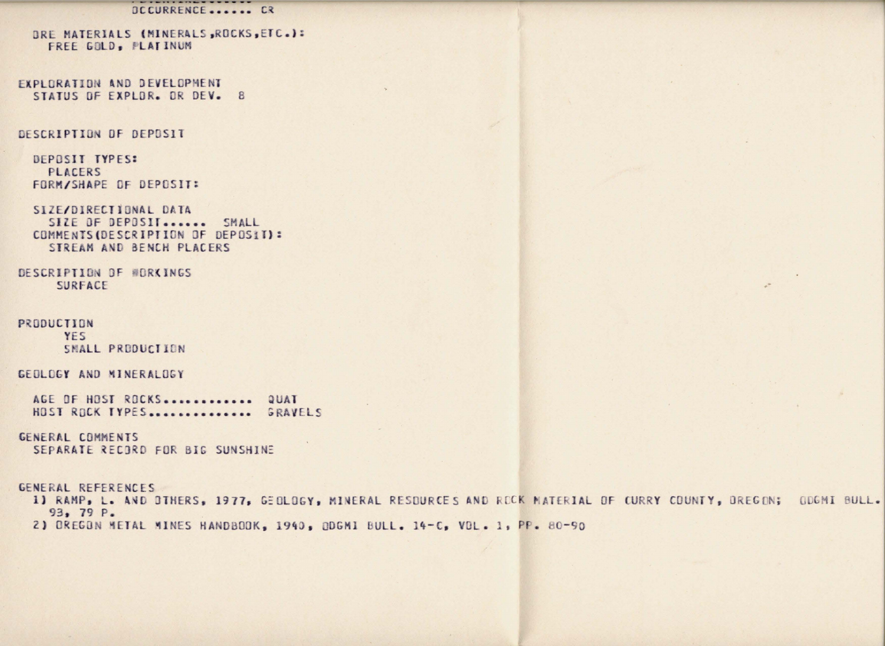OCCURRENCE...... CR

ORE MATERIALS (MINERALS,ROCKS,ETC.):
FREE GOLD, PLATINUM

EXPLORATION AND DEVELOPMENT
STATUS OF EXPLOR. OR DEV. 8

DESCRIPTION OF DEPOSIT

DEPOSIT TYPES:
PLACERS
FORM/SHAPE OF DEPOSIT:

SIZE/DIRECTIONAL DATA
SIZE OF DEPOSIT...... SMALL
COMMENTS(DESCRIPTION OF DEPOSIT):
STREAM AND BENCH PLACERS

DESCRIPTION OF WORKINGS
SURFACE

PRODUCTION
YES
SMALL PRODUCTION

GEOLOGY AND MINERALOGY

AGE OF HOST ROCKS............ QUAT
HOST ROCK TYPES.............. GRAVELS

GENERAL COMMENTS
SEPARATE RECORD FOR BIG SUNSHINE

GENERAL REFERENCES
1) RAMP, L. AND OTHERS, 1977, GEOLOGY, MINERAL RESOURCES AND ROCK MATERIAL OF CURRY COUNTY, OREGON; ODGMI BULL. 93, 79 P.
2) OREGON METAL MINES HANDBOOK, 1940, ODGMI BULL. 14-C, VOL. 1, PP. 80-90